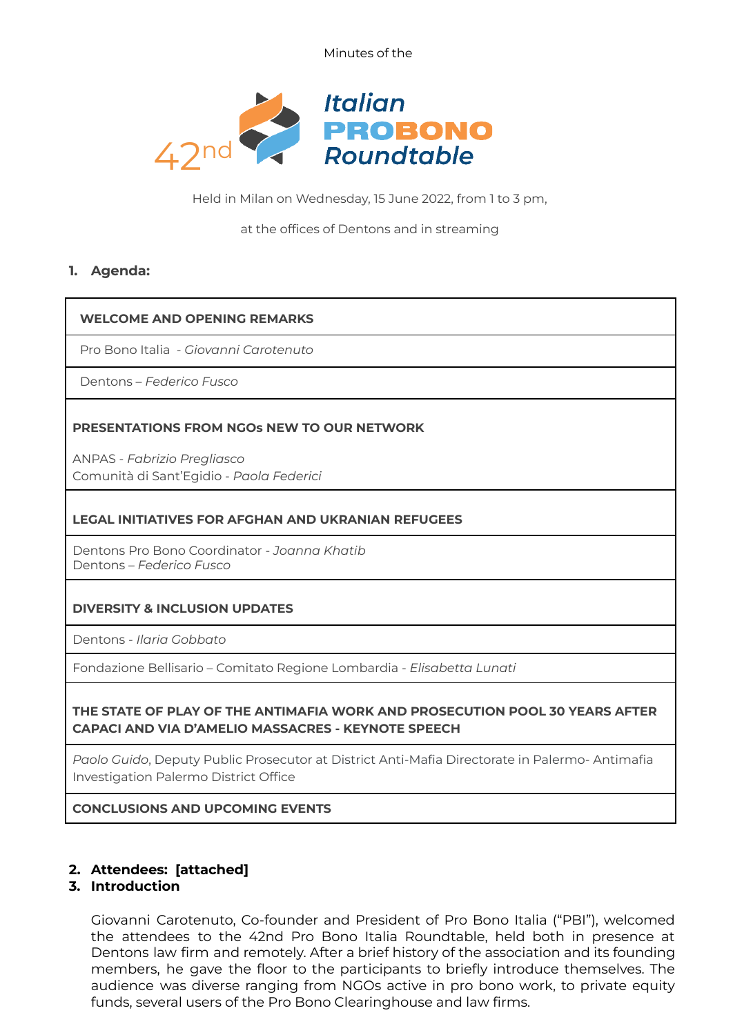Minutes of the

# 42nd Italian PROBONO Roundtable

Held in Milan on Wednesday, 15 June 2022, from 1 to 3 pm,

at the offices of Dentons and in streaming

## 1. Agenda:

| WELCOME AND OPENING REMARKS |
|---|
| Pro Bono Italia - *Giovanni Carotenuto* |
| Dentons – *Federico Fusco* |
| **PRESENTATIONS FROM NGOs NEW TO OUR NETWORK**<br>ANPAS - *Fabrizio Pregliasco*<br>Comunità di Sant'Egidio - *Paola Federici* |
| **LEGAL INITIATIVES FOR AFGHAN AND UKRANIAN REFUGEES** |
| Dentons Pro Bono Coordinator - *Joanna Khatib*<br>Dentons – *Federico Fusco* |
| **DIVERSITY & INCLUSION UPDATES** |
| Dentons - *Ilaria Gobbato* |
| Fondazione Bellisario – Comitato Regione Lombardia - *Elisabetta Lunati* |
| **THE STATE OF PLAY OF THE ANTIMAFIA WORK AND PROSECUTION POOL 30 YEARS AFTER CAPACI AND VIA D'AMELIO MASSACRES - KEYNOTE SPEECH** |
| *Paolo Guido*, Deputy Public Prosecutor at District Anti-Mafia Directorate in Palermo- Antimafia Investigation Palermo District Office |
| **CONCLUSIONS AND UPCOMING EVENTS** |

## 2. Attendees: [attached]

## 3. Introduction

Giovanni Carotenuto, Co-founder and President of Pro Bono Italia ("PBI"), welcomed the attendees to the 42nd Pro Bono Italia Roundtable, held both in presence at Dentons law firm and remotely. After a brief history of the association and its founding members, he gave the floor to the participants to briefly introduce themselves. The audience was diverse ranging from NGOs active in pro bono work, to private equity funds, several users of the Pro Bono Clearinghouse and law firms.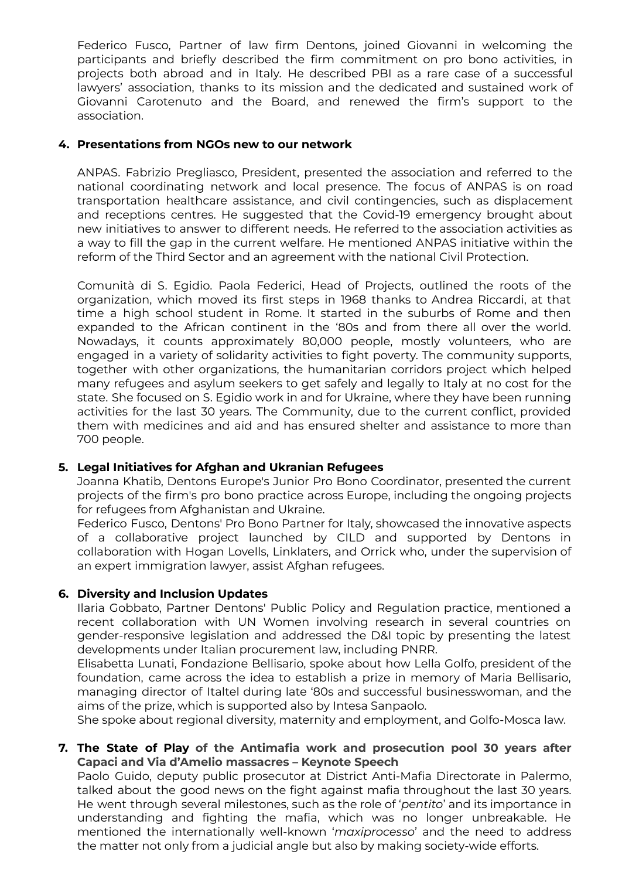Federico Fusco, Partner of law firm Dentons, joined Giovanni in welcoming the participants and briefly described the firm commitment on pro bono activities, in projects both abroad and in Italy. He described PBI as a rare case of a successful lawyers' association, thanks to its mission and the dedicated and sustained work of Giovanni Carotenuto and the Board, and renewed the firm's support to the association.

**4. Presentations from NGOs new to our network**

ANPAS. Fabrizio Pregliasco, President, presented the association and referred to the national coordinating network and local presence. The focus of ANPAS is on road transportation healthcare assistance, and civil contingencies, such as displacement and receptions centres. He suggested that the Covid-19 emergency brought about new initiatives to answer to different needs. He referred to the association activities as a way to fill the gap in the current welfare. He mentioned ANPAS initiative within the reform of the Third Sector and an agreement with the national Civil Protection.

Comunità di S. Egidio. Paola Federici, Head of Projects, outlined the roots of the organization, which moved its first steps in 1968 thanks to Andrea Riccardi, at that time a high school student in Rome. It started in the suburbs of Rome and then expanded to the African continent in the '80s and from there all over the world. Nowadays, it counts approximately 80,000 people, mostly volunteers, who are engaged in a variety of solidarity activities to fight poverty. The community supports, together with other organizations, the humanitarian corridors project which helped many refugees and asylum seekers to get safely and legally to Italy at no cost for the state. She focused on S. Egidio work in and for Ukraine, where they have been running activities for the last 30 years. The Community, due to the current conflict, provided them with medicines and aid and has ensured shelter and assistance to more than 700 people.

**5. Legal Initiatives for Afghan and Ukranian Refugees**

Joanna Khatib, Dentons Europe's Junior Pro Bono Coordinator, presented the current projects of the firm's pro bono practice across Europe, including the ongoing projects for refugees from Afghanistan and Ukraine.
Federico Fusco, Dentons' Pro Bono Partner for Italy, showcased the innovative aspects of a collaborative project launched by CILD and supported by Dentons in collaboration with Hogan Lovells, Linklaters, and Orrick who, under the supervision of an expert immigration lawyer, assist Afghan refugees.

**6. Diversity and Inclusion Updates**

Ilaria Gobbato, Partner Dentons' Public Policy and Regulation practice, mentioned a recent collaboration with UN Women involving research in several countries on gender-responsive legislation and addressed the D&I topic by presenting the latest developments under Italian procurement law, including PNRR.
Elisabetta Lunati, Fondazione Bellisario, spoke about how Lella Golfo, president of the foundation, came across the idea to establish a prize in memory of Maria Bellisario, managing director of Italtel during late '80s and successful businesswoman, and the aims of the prize, which is supported also by Intesa Sanpaolo.
She spoke about regional diversity, maternity and employment, and Golfo-Mosca law.

**7. The State of Play of the Antimafia work and prosecution pool 30 years after Capaci and Via d'Amelio massacres – Keynote Speech**

Paolo Guido, deputy public prosecutor at District Anti-Mafia Directorate in Palermo, talked about the good news on the fight against mafia throughout the last 30 years. He went through several milestones, such as the role of '*pentito*' and its importance in understanding and fighting the mafia, which was no longer unbreakable. He mentioned the internationally well-known '*maxiprocesso*' and the need to address the matter not only from a judicial angle but also by making society-wide efforts.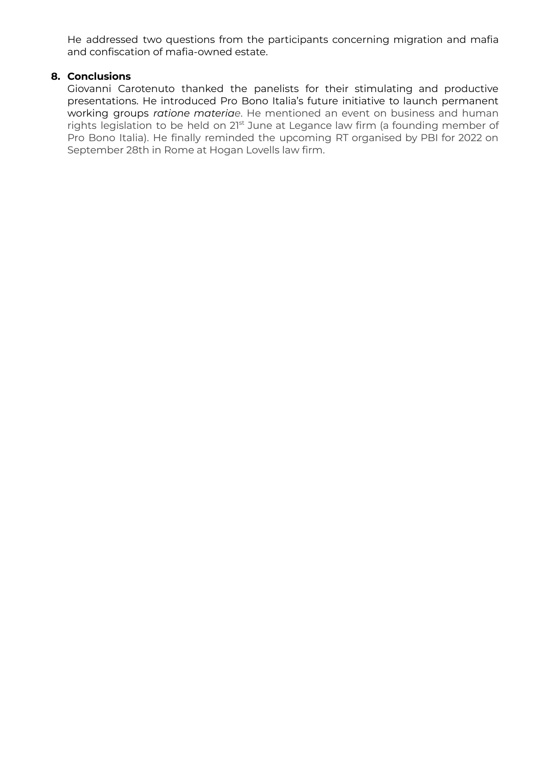He addressed two questions from the participants concerning migration and mafia and confiscation of mafia-owned estate.

## 8. Conclusions

Giovanni Carotenuto thanked the panelists for their stimulating and productive presentations. He introduced Pro Bono Italia's future initiative to launch permanent working groups *ratione materiae*. He mentioned an event on business and human rights legislation to be held on 21st June at Legance law firm (a founding member of Pro Bono Italia). He finally reminded the upcoming RT organised by PBI for 2022 on September 28th in Rome at Hogan Lovells law firm.